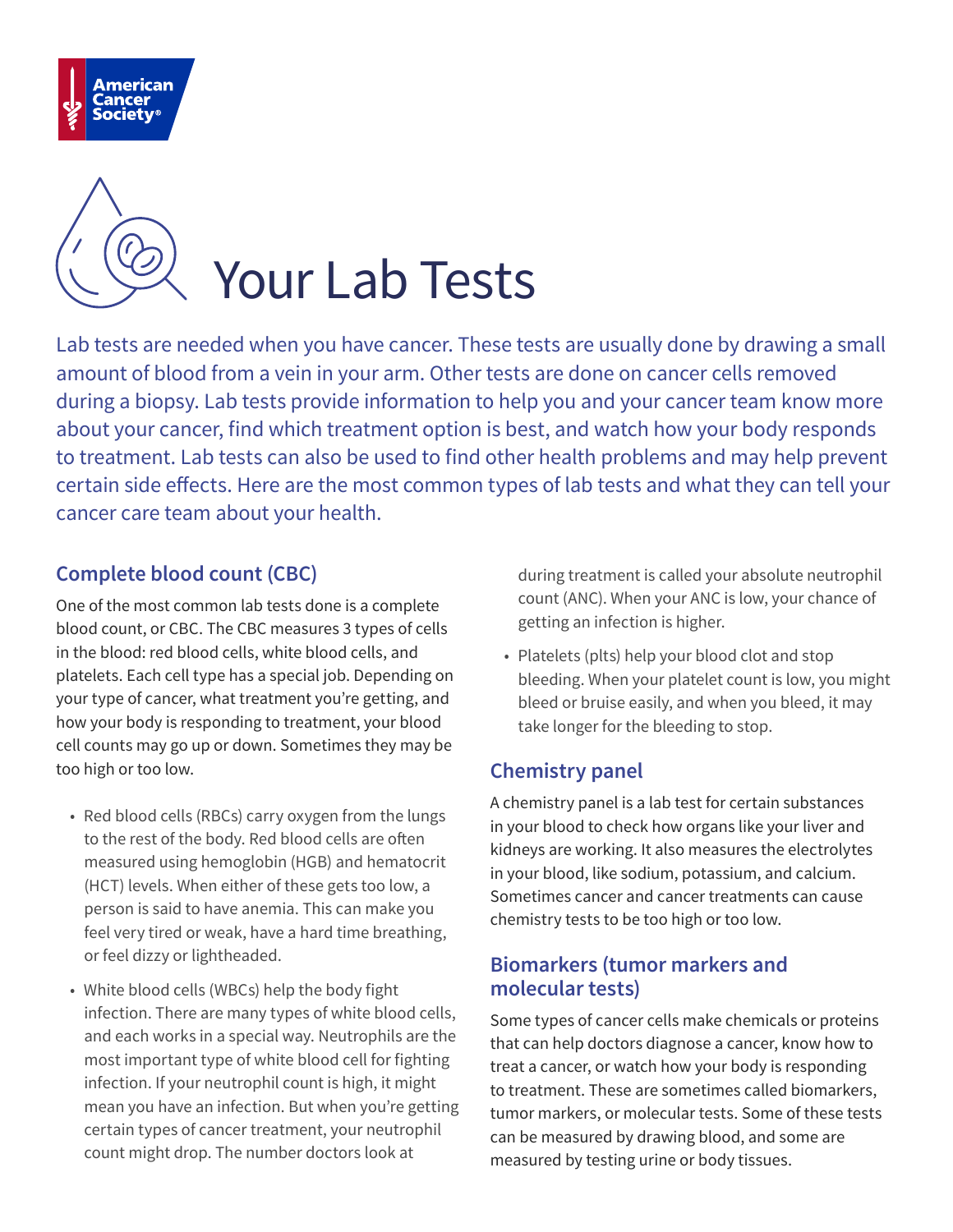American Cancer Society®

# Your Lab Tests

Lab tests are needed when you have cancer. These tests are usually done by drawing a small amount of blood from a vein in your arm. Other tests are done on cancer cells removed during a biopsy. Lab tests provide information to help you and your cancer team know more about your cancer, find which treatment option is best, and watch how your body responds to treatment. Lab tests can also be used to find other health problems and may help prevent certain side effects. Here are the most common types of lab tests and what they can tell your cancer care team about your health.

## Complete blood count (CBC)

One of the most common lab tests done is a complete blood count, or CBC. The CBC measures 3 types of cells in the blood: red blood cells, white blood cells, and platelets. Each cell type has a special job. Depending on your type of cancer, what treatment you're getting, and how your body is responding to treatment, your blood cell counts may go up or down. Sometimes they may be too high or too low.

- Red blood cells (RBCs) carry oxygen from the lungs to the rest of the body. Red blood cells are often measured using hemoglobin (HGB) and hematocrit (HCT) levels. When either of these gets too low, a person is said to have anemia. This can make you feel very tired or weak, have a hard time breathing, or feel dizzy or lightheaded.
- White blood cells (WBCs) help the body fight infection. There are many types of white blood cells, and each works in a special way. Neutrophils are the most important type of white blood cell for fighting infection. If your neutrophil count is high, it might mean you have an infection. But when you're getting certain types of cancer treatment, your neutrophil count might drop. The number doctors look at during treatment is called your absolute neutrophil count (ANC). When your ANC is low, your chance of getting an infection is higher.
- Platelets (plts) help your blood clot and stop bleeding. When your platelet count is low, you might bleed or bruise easily, and when you bleed, it may take longer for the bleeding to stop.

## Chemistry panel

A chemistry panel is a lab test for certain substances in your blood to check how organs like your liver and kidneys are working. It also measures the electrolytes in your blood, like sodium, potassium, and calcium. Sometimes cancer and cancer treatments can cause chemistry tests to be too high or too low.

## Biomarkers (tumor markers and molecular tests)

Some types of cancer cells make chemicals or proteins that can help doctors diagnose a cancer, know how to treat a cancer, or watch how your body is responding to treatment. These are sometimes called biomarkers, tumor markers, or molecular tests. Some of these tests can be measured by drawing blood, and some are measured by testing urine or body tissues.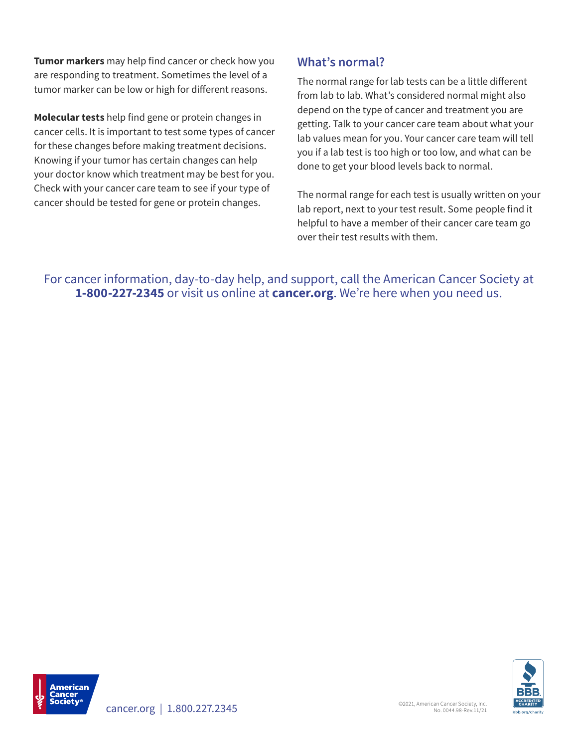**Tumor markers** may help find cancer or check how you are responding to treatment. Sometimes the level of a tumor marker can be low or high for different reasons.

**Molecular tests** help find gene or protein changes in cancer cells. It is important to test some types of cancer for these changes before making treatment decisions. Knowing if your tumor has certain changes can help your doctor know which treatment may be best for you. Check with your cancer care team to see if your type of cancer should be tested for gene or protein changes.

## What's normal?

The normal range for lab tests can be a little different from lab to lab. What's considered normal might also depend on the type of cancer and treatment you are getting. Talk to your cancer care team about what your lab values mean for you. Your cancer care team will tell you if a lab test is too high or too low, and what can be done to get your blood levels back to normal.

The normal range for each test is usually written on your lab report, next to your test result. Some people find it helpful to have a member of their cancer care team go over their test results with them.

For cancer information, day-to-day help, and support, call the American Cancer Society at **1-800-227-2345** or visit us online at **cancer.org**. We're here when you need us.

American Cancer Society®

cancer.org | 1.800.227.2345

©2021, American Cancer Society, Inc.
No. 0044.98-Rev.11/21

BBB. ACCREDITED CHARITY bbb.org/charity